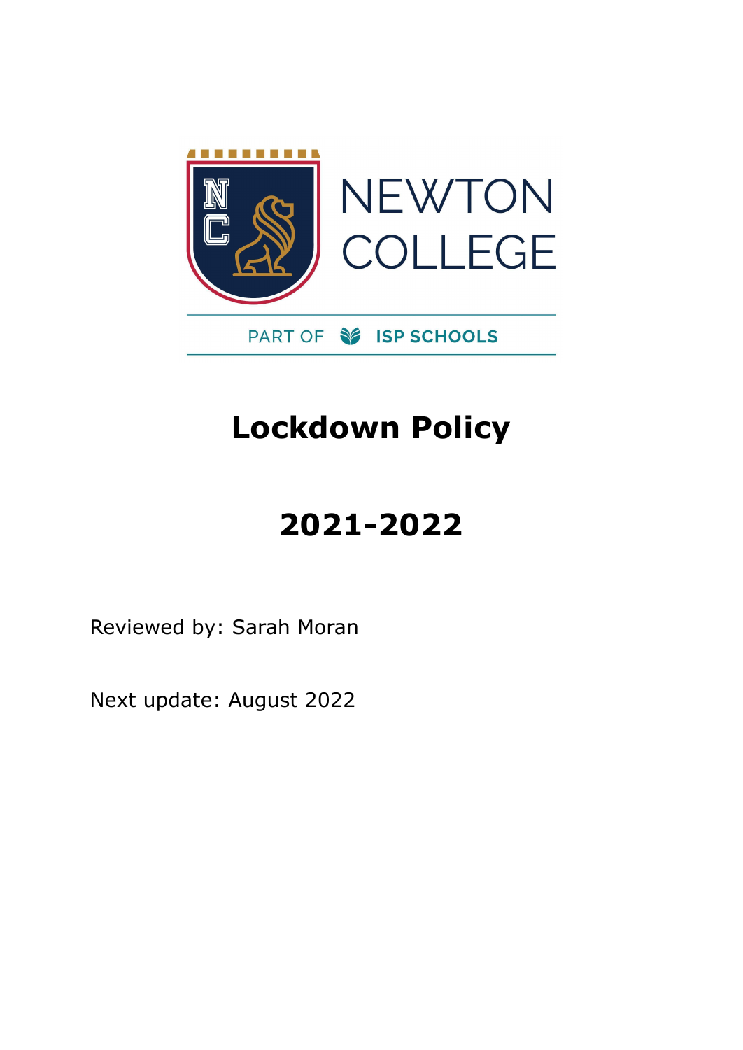NEWTON COLLEGE

PART OF ISP SCHOOLS

# Lockdown Policy

# 2021-2022

Reviewed by: Sarah Moran

Next update: August 2022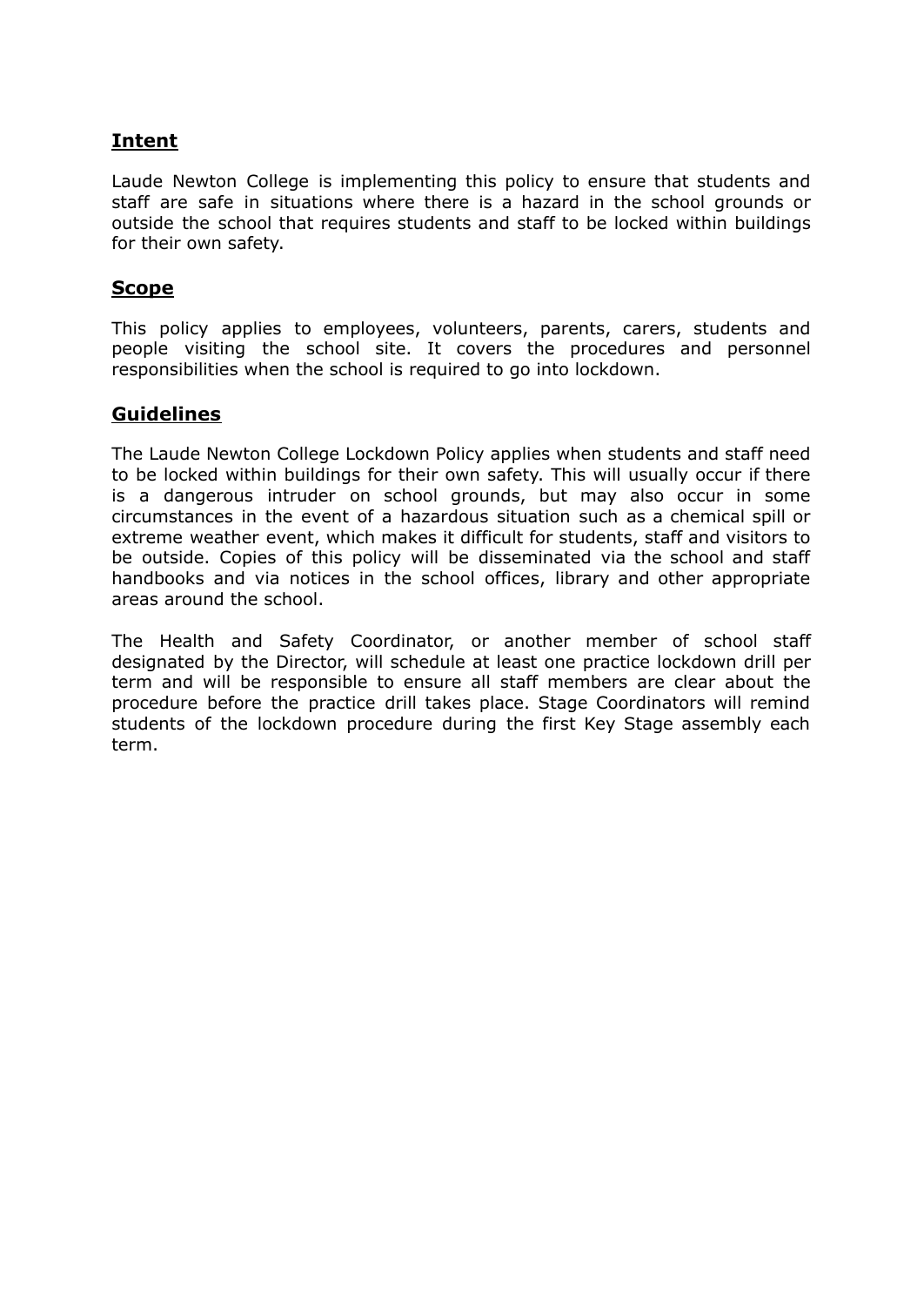## Intent

Laude Newton College is implementing this policy to ensure that students and staff are safe in situations where there is a hazard in the school grounds or outside the school that requires students and staff to be locked within buildings for their own safety.

## Scope

This policy applies to employees, volunteers, parents, carers, students and people visiting the school site. It covers the procedures and personnel responsibilities when the school is required to go into lockdown.

## Guidelines

The Laude Newton College Lockdown Policy applies when students and staff need to be locked within buildings for their own safety. This will usually occur if there is a dangerous intruder on school grounds, but may also occur in some circumstances in the event of a hazardous situation such as a chemical spill or extreme weather event, which makes it difficult for students, staff and visitors to be outside. Copies of this policy will be disseminated via the school and staff handbooks and via notices in the school offices, library and other appropriate areas around the school.

The Health and Safety Coordinator, or another member of school staff designated by the Director, will schedule at least one practice lockdown drill per term and will be responsible to ensure all staff members are clear about the procedure before the practice drill takes place. Stage Coordinators will remind students of the lockdown procedure during the first Key Stage assembly each term.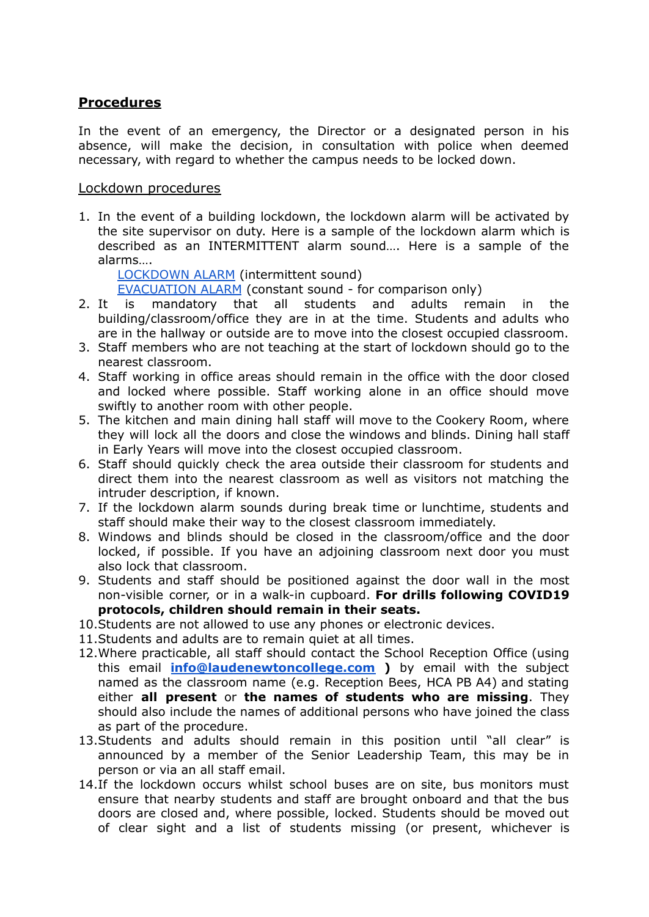## **Procedures**

In the event of an emergency, the Director or a designated person in his absence, will make the decision, in consultation with police when deemed necessary, with regard to whether the campus needs to be locked down.

### Lockdown procedures

1. In the event of a building lockdown, the lockdown alarm will be activated by the site supervisor on duty. Here is a sample of the lockdown alarm which is described as an INTERMITTENT alarm sound…. Here is a sample of the alarms….
   LOCKDOWN ALARM (intermittent sound)
   EVACUATION ALARM (constant sound - for comparison only)
2. It is mandatory that all students and adults remain in the building/classroom/office they are in at the time. Students and adults who are in the hallway or outside are to move into the closest occupied classroom.
3. Staff members who are not teaching at the start of lockdown should go to the nearest classroom.
4. Staff working in office areas should remain in the office with the door closed and locked where possible. Staff working alone in an office should move swiftly to another room with other people.
5. The kitchen and main dining hall staff will move to the Cookery Room, where they will lock all the doors and close the windows and blinds. Dining hall staff in Early Years will move into the closest occupied classroom.
6. Staff should quickly check the area outside their classroom for students and direct them into the nearest classroom as well as visitors not matching the intruder description, if known.
7. If the lockdown alarm sounds during break time or lunchtime, students and staff should make their way to the closest classroom immediately.
8. Windows and blinds should be closed in the classroom/office and the door locked, if possible. If you have an adjoining classroom next door you must also lock that classroom.
9. Students and staff should be positioned against the door wall in the most non-visible corner, or in a walk-in cupboard. **For drills following COVID19 protocols, children should remain in their seats.**
10. Students are not allowed to use any phones or electronic devices.
11. Students and adults are to remain quiet at all times.
12. Where practicable, all staff should contact the School Reception Office (using this email **info@laudenewtoncollege.com )** by email with the subject named as the classroom name (e.g. Reception Bees, HCA PB A4) and stating either **all present** or **the names of students who are missing**. They should also include the names of additional persons who have joined the class as part of the procedure.
13. Students and adults should remain in this position until "all clear" is announced by a member of the Senior Leadership Team, this may be in person or via an all staff email.
14. If the lockdown occurs whilst school buses are on site, bus monitors must ensure that nearby students and staff are brought onboard and that the bus doors are closed and, where possible, locked. Students should be moved out of clear sight and a list of students missing (or present, whichever is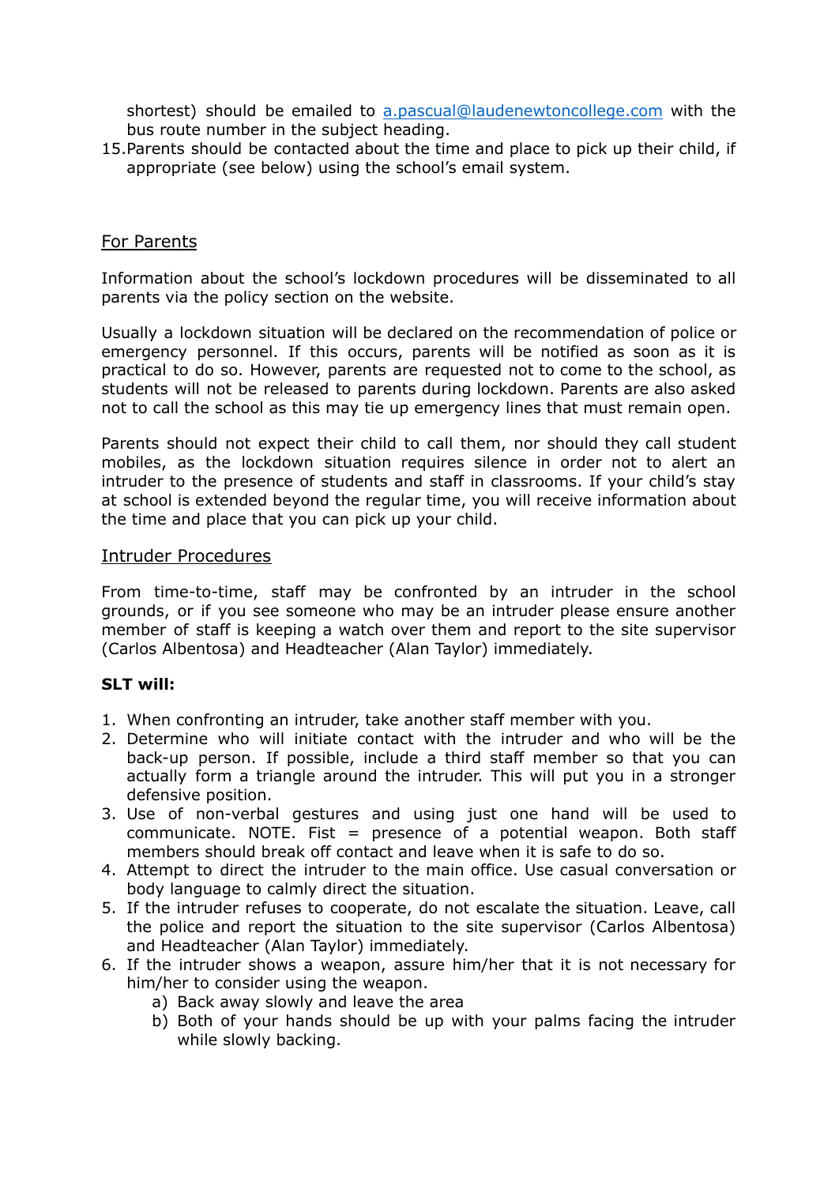shortest) should be emailed to [a.pascual@laudenewtoncollege.com](mailto:a.pascual@laudenewtoncollege.com) with the bus route number in the subject heading.

15. Parents should be contacted about the time and place to pick up their child, if appropriate (see below) using the school's email system.

<u>For Parents</u>

Information about the school's lockdown procedures will be disseminated to all parents via the policy section on the website.

Usually a lockdown situation will be declared on the recommendation of police or emergency personnel. If this occurs, parents will be notified as soon as it is practical to do so. However, parents are requested not to come to the school, as students will not be released to parents during lockdown. Parents are also asked not to call the school as this may tie up emergency lines that must remain open.

Parents should not expect their child to call them, nor should they call student mobiles, as the lockdown situation requires silence in order not to alert an intruder to the presence of students and staff in classrooms. If your child's stay at school is extended beyond the regular time, you will receive information about the time and place that you can pick up your child.

<u>Intruder Procedures</u>

From time-to-time, staff may be confronted by an intruder in the school grounds, or if you see someone who may be an intruder please ensure another member of staff is keeping a watch over them and report to the site supervisor (Carlos Albentosa) and Headteacher (Alan Taylor) immediately.

**SLT will:**

1. When confronting an intruder, take another staff member with you.
2. Determine who will initiate contact with the intruder and who will be the back-up person. If possible, include a third staff member so that you can actually form a triangle around the intruder. This will put you in a stronger defensive position.
3. Use of non-verbal gestures and using just one hand will be used to communicate. NOTE. Fist = presence of a potential weapon. Both staff members should break off contact and leave when it is safe to do so.
4. Attempt to direct the intruder to the main office. Use casual conversation or body language to calmly direct the situation.
5. If the intruder refuses to cooperate, do not escalate the situation. Leave, call the police and report the situation to the site supervisor (Carlos Albentosa) and Headteacher (Alan Taylor) immediately.
6. If the intruder shows a weapon, assure him/her that it is not necessary for him/her to consider using the weapon.
   a) Back away slowly and leave the area
   b) Both of your hands should be up with your palms facing the intruder while slowly backing.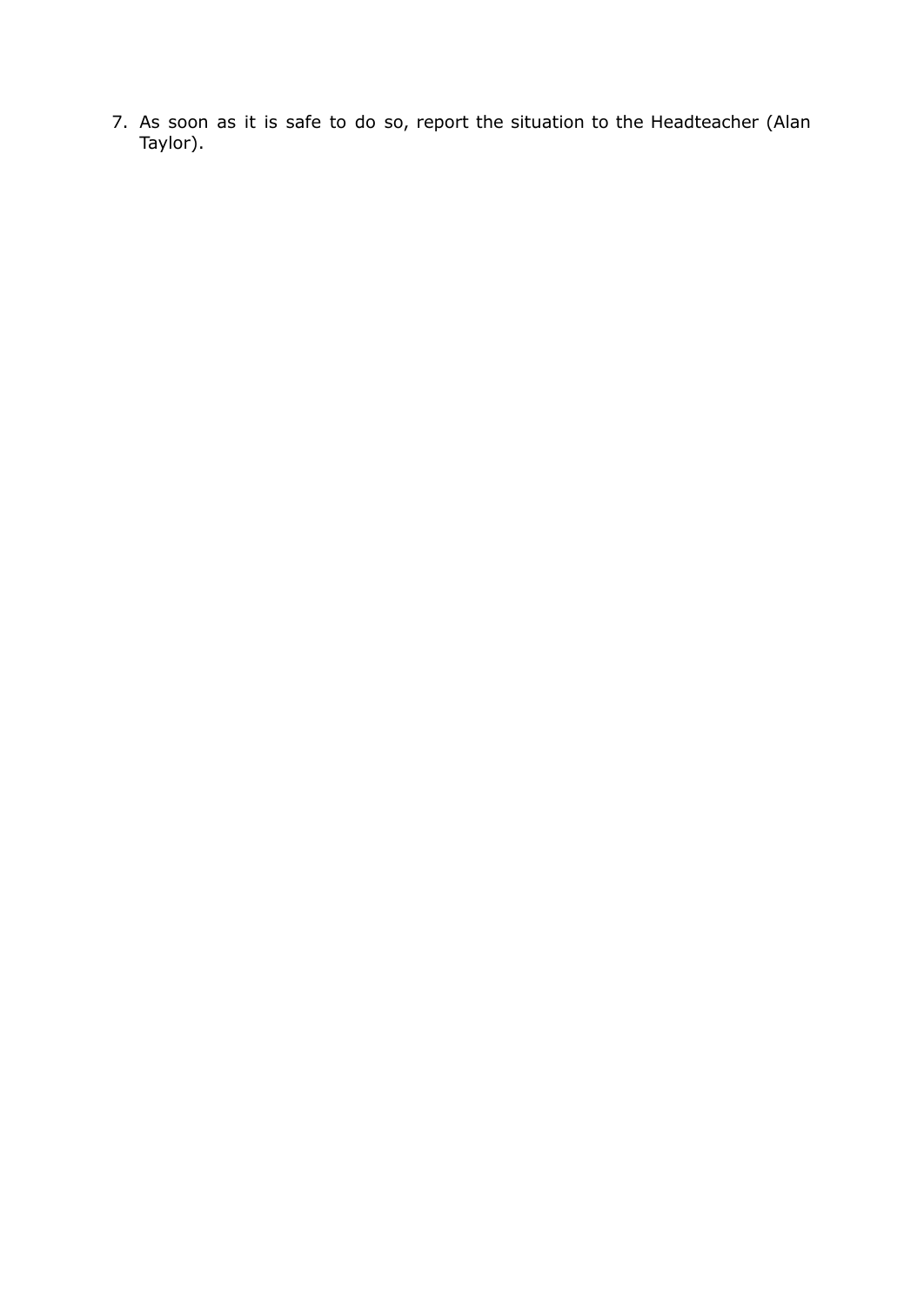7. As soon as it is safe to do so, report the situation to the Headteacher (Alan Taylor).